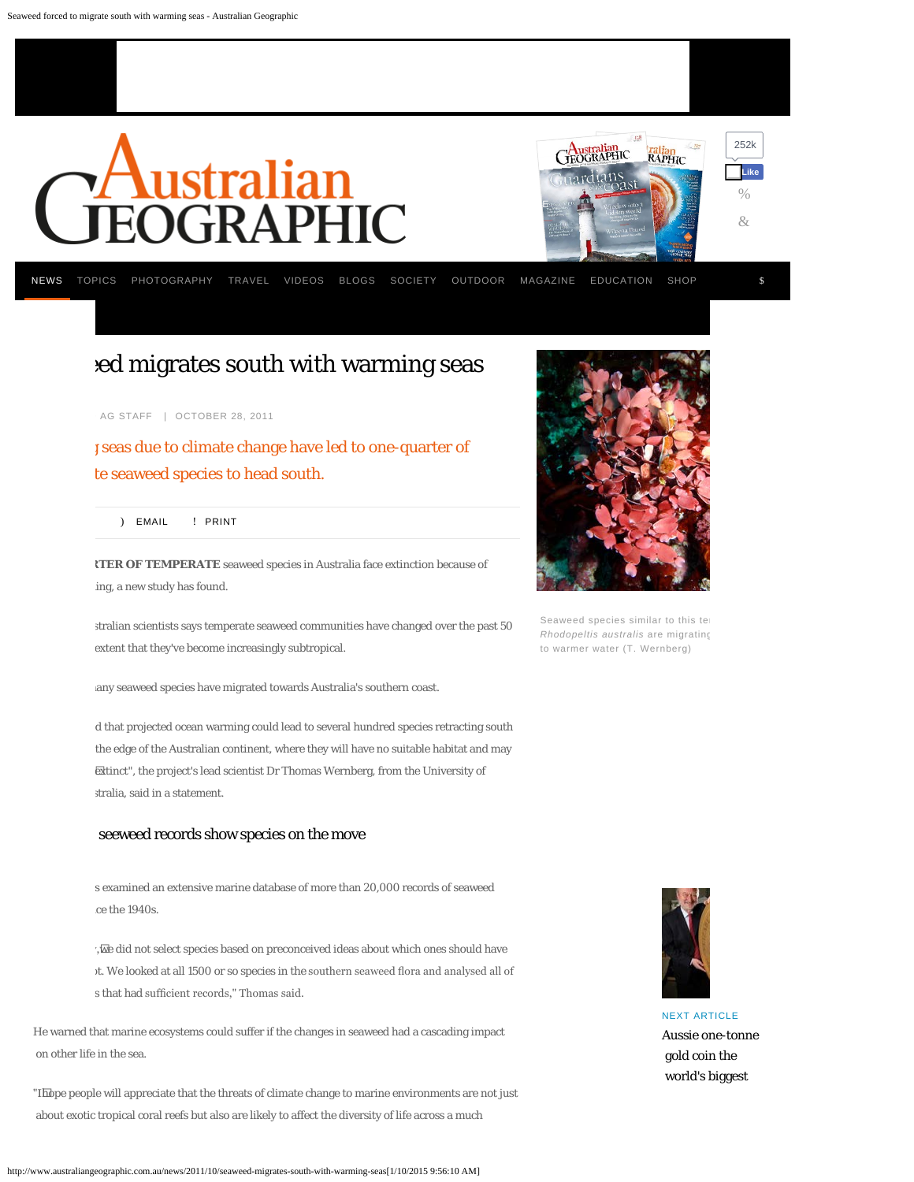# ›ed migrates south with warming seas

AG STAFF | OCTOBER 28, 2011

## ɟ seas due to climate change have led to one-quarter of te seaweed species to head south.

) EMAIL ! PRINT

**ꞋTER OF TEMPERATE** seaweed species in Australia face extinction because of ing, a new study has found.

ıstralian scientists says temperate seaweed communities have changed over the past 50 extent that they've become increasingly subtropical.

ıany seaweed species have migrated towards Australia's southern coast.

d that projected ocean warming could lead to several hundred species retracting south the edge of the Australian continent, where they will have no suitable habitat and may extinct", the project's lead scientist Dr Thomas Wernberg, from the University of ıstralia, said in a statement.

Seaweed species similar to this te *Rhodopeltis australis* are migrating to warmer water (T. Wernberg)

### seaweed records show species on the move

s examined an extensive marine database of more than 20,000 records of seaweed ce the 1940s.

,"We did not select species based on preconceived ideas about which ones should have ɔt. We looked at all 1500 or so species in the southern seaweed flora and analysed all of s that had sufficient records," Thomas said.

He warned that marine ecosystems could suffer if the changes in seaweed had a cascading impact on other life in the sea.

"I hope people will appreciate that the threats of climate change to marine environments are not just about exotic tropical coral reefs but also are likely to affect the diversity of life across a much

NEXT ARTICLE

Aussie one-tonne gold coin the world's biggest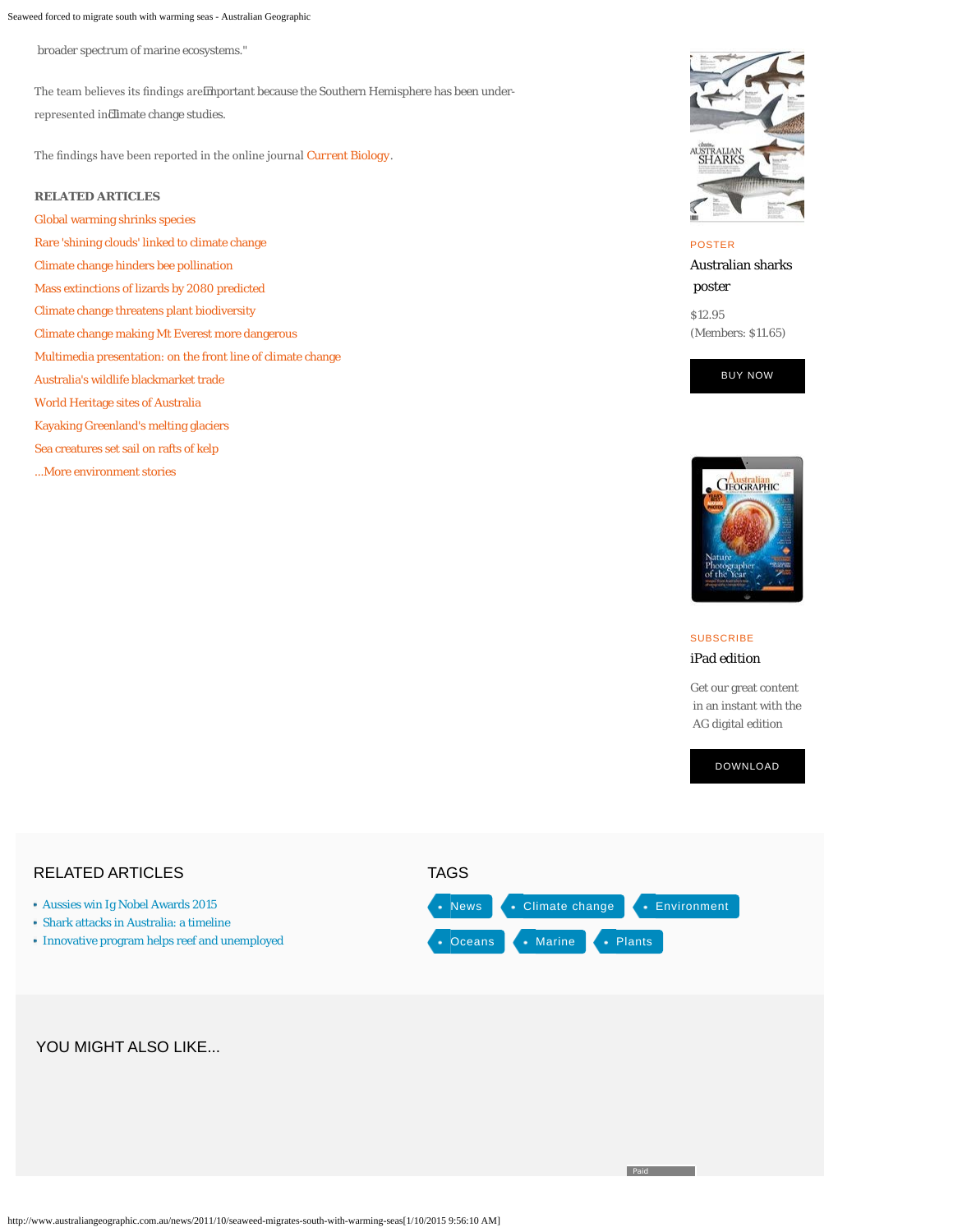broader spectrum of marine ecosystems."

The team believes its findings are important because the Southern Hemisphere has been under-represented in climate change studies.

The findings have been reported in the online journal Current Biology.

**RELATED ARTICLES**

Global warming shrinks species
Rare 'shining clouds' linked to climate change
Climate change hinders bee pollination
Mass extinctions of lizards by 2080 predicted
Climate change threatens plant biodiversity
Climate change making Mt Everest more dangerous
Multimedia presentation: on the front line of climate change
Australia's wildlife blackmarket trade
World Heritage sites of Australia
Kayaking Greenland's melting glaciers
Sea creatures set sail on rafts of kelp
...More environment stories

POSTER

Australian sharks poster

$12.95
(Members: $11.65)

BUY NOW

SUBSCRIBE

iPad edition

Get our great content in an instant with the AG digital edition

DOWNLOAD

## RELATED ARTICLES

- Aussies win Ig Nobel Awards 2015
- Shark attacks in Australia: a timeline
- Innovative program helps reef and unemployed

## TAGS

- News
- Climate change
- Environment
- Oceans
- Marine
- Plants

## YOU MIGHT ALSO LIKE...

Paid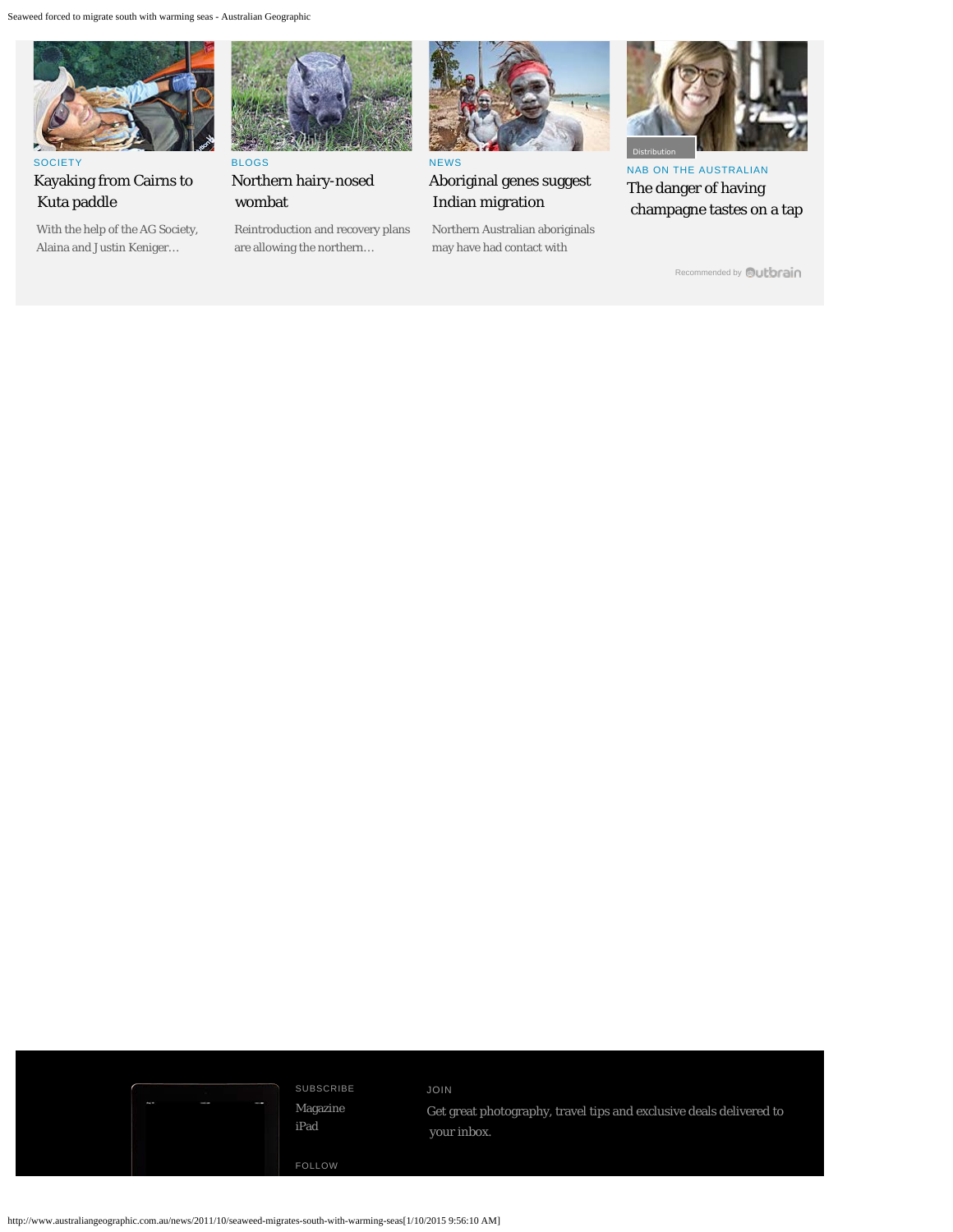SOCIETY

Kayaking from Cairns to Kuta paddle

With the help of the AG Society, Alaina and Justin Keniger…

BLOGS

Northern hairy-nosed wombat

Reintroduction and recovery plans are allowing the northern…

NEWS

Aboriginal genes suggest Indian migration

Northern Australian aboriginals may have had contact with

Distribution

NAB ON THE AUSTRALIAN

The danger of having champagne tastes on a tap

Recommended by Outbrain

SUBSCRIBE

Magazine

iPad

FOLLOW

JOIN

Get great photography, travel tips and exclusive deals delivered to your inbox.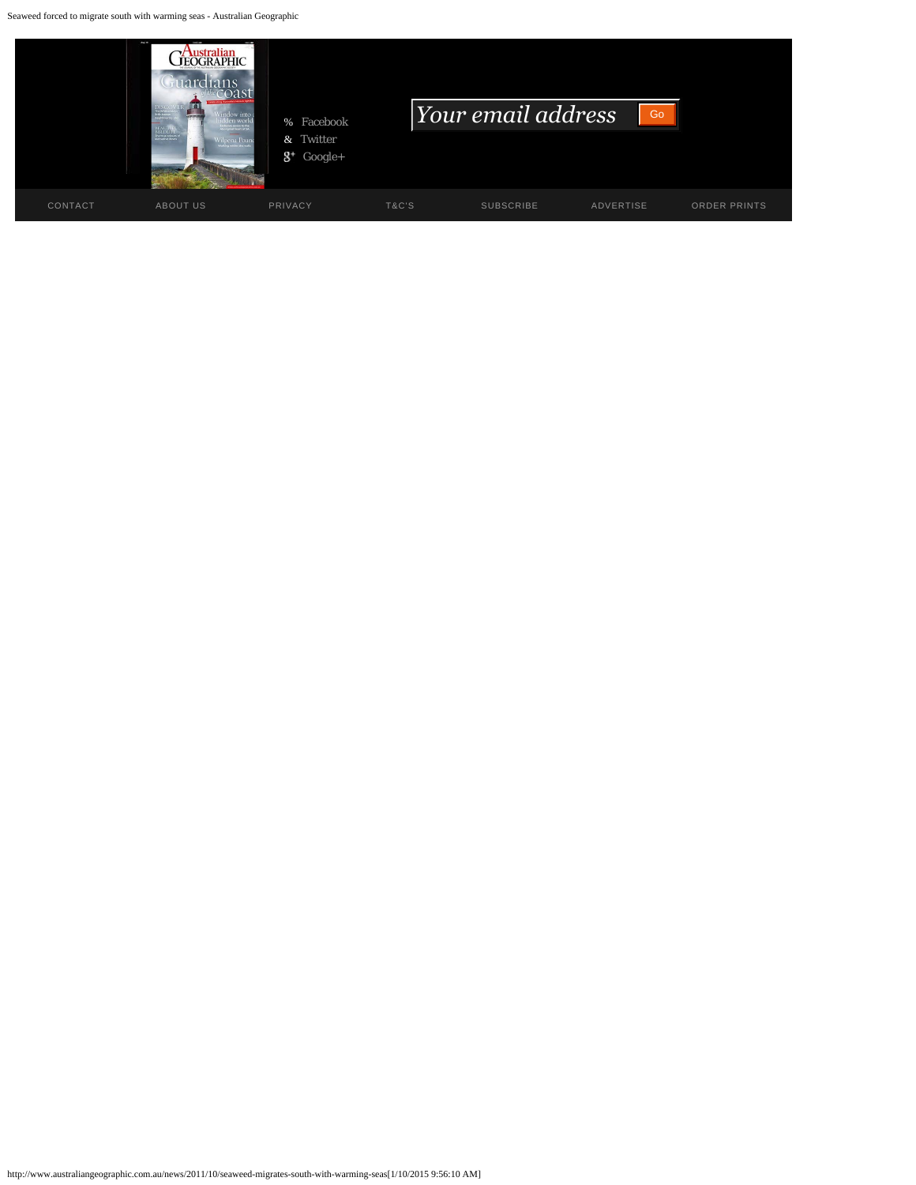% Facebook
& Twitter
g+ Google+

Your email address Go

CONTACT | ABOUT US | PRIVACY | T&C'S | SUBSCRIBE | ADVERTISE | ORDER PRINTS